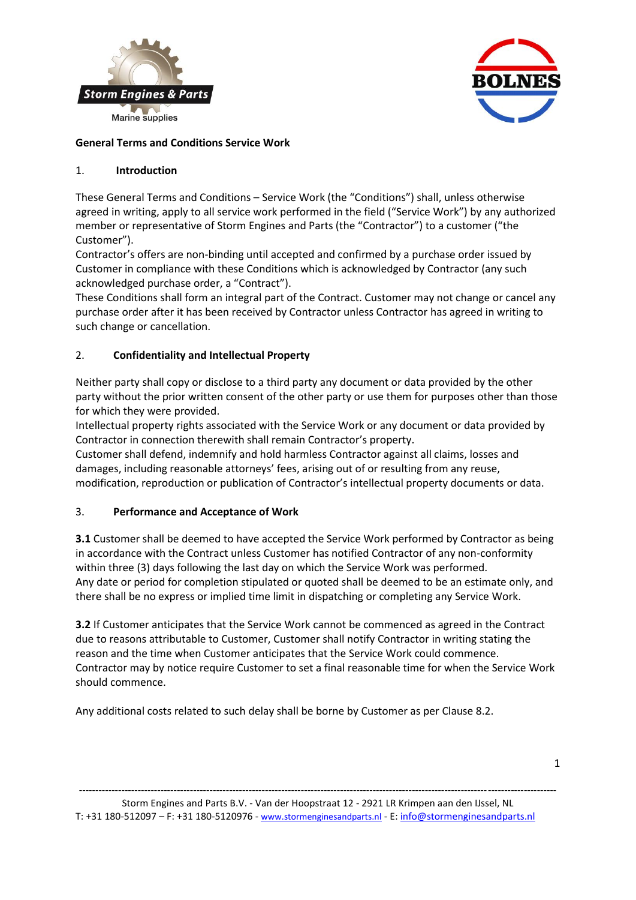**General Terms and Conditions Service Work**

## 1. Introduction

These General Terms and Conditions – Service Work (the "Conditions") shall, unless otherwise agreed in writing, apply to all service work performed in the field ("Service Work") by any authorized member or representative of Storm Engines and Parts (the "Contractor") to a customer ("the Customer").

Contractor's offers are non-binding until accepted and confirmed by a purchase order issued by Customer in compliance with these Conditions which is acknowledged by Contractor (any such acknowledged purchase order, a "Contract").

These Conditions shall form an integral part of the Contract. Customer may not change or cancel any purchase order after it has been received by Contractor unless Contractor has agreed in writing to such change or cancellation.

## 2. Confidentiality and Intellectual Property

Neither party shall copy or disclose to a third party any document or data provided by the other party without the prior written consent of the other party or use them for purposes other than those for which they were provided.

Intellectual property rights associated with the Service Work or any document or data provided by Contractor in connection therewith shall remain Contractor's property.

Customer shall defend, indemnify and hold harmless Contractor against all claims, losses and damages, including reasonable attorneys' fees, arising out of or resulting from any reuse, modification, reproduction or publication of Contractor's intellectual property documents or data.

## 3. Performance and Acceptance of Work

**3.1** Customer shall be deemed to have accepted the Service Work performed by Contractor as being in accordance with the Contract unless Customer has notified Contractor of any non-conformity within three (3) days following the last day on which the Service Work was performed.

Any date or period for completion stipulated or quoted shall be deemed to be an estimate only, and there shall be no express or implied time limit in dispatching or completing any Service Work.

**3.2** If Customer anticipates that the Service Work cannot be commenced as agreed in the Contract due to reasons attributable to Customer, Customer shall notify Contractor in writing stating the reason and the time when Customer anticipates that the Service Work could commence.

Contractor may by notice require Customer to set a final reasonable time for when the Service Work should commence.

Any additional costs related to such delay shall be borne by Customer as per Clause 8.2.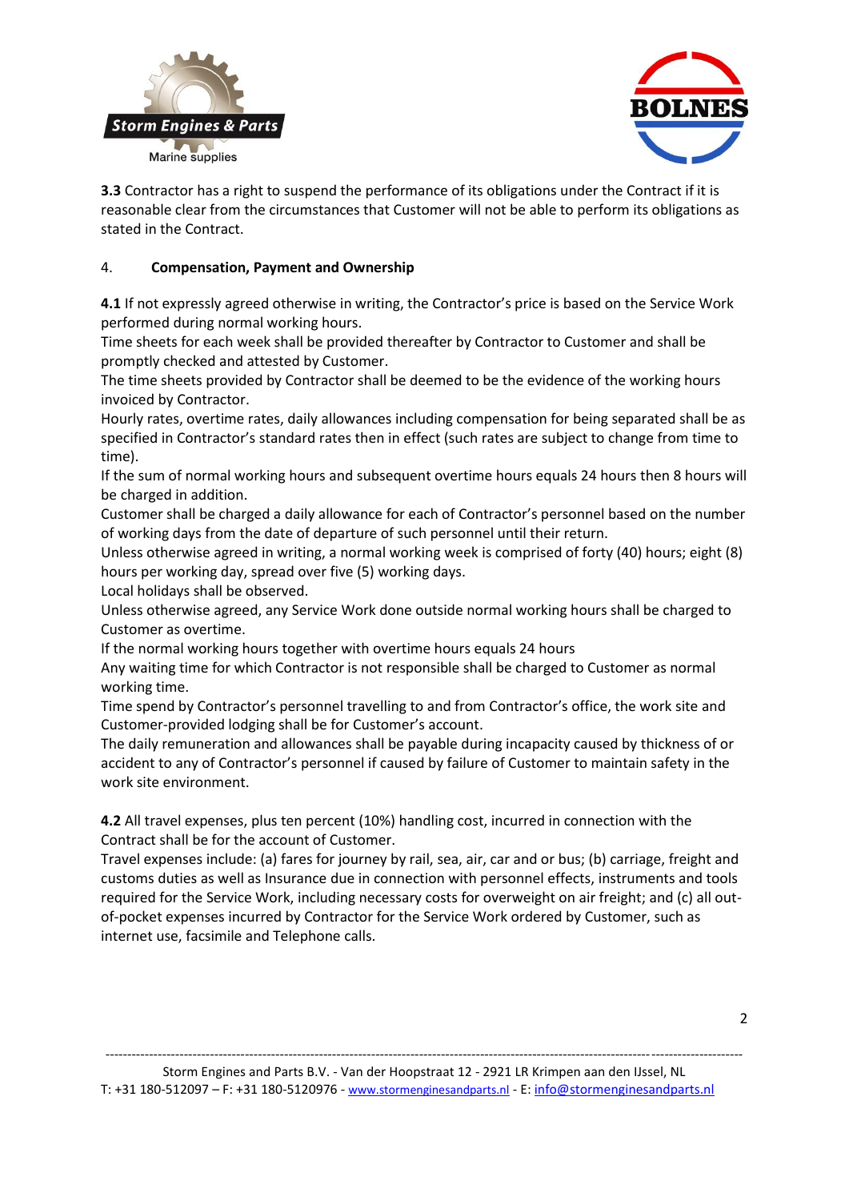**3.3** Contractor has a right to suspend the performance of its obligations under the Contract if it is reasonable clear from the circumstances that Customer will not be able to perform its obligations as stated in the Contract.

## 4. Compensation, Payment and Ownership

**4.1** If not expressly agreed otherwise in writing, the Contractor's price is based on the Service Work performed during normal working hours.
Time sheets for each week shall be provided thereafter by Contractor to Customer and shall be promptly checked and attested by Customer.
The time sheets provided by Contractor shall be deemed to be the evidence of the working hours invoiced by Contractor.
Hourly rates, overtime rates, daily allowances including compensation for being separated shall be as specified in Contractor's standard rates then in effect (such rates are subject to change from time to time).
If the sum of normal working hours and subsequent overtime hours equals 24 hours then 8 hours will be charged in addition.
Customer shall be charged a daily allowance for each of Contractor's personnel based on the number of working days from the date of departure of such personnel until their return.
Unless otherwise agreed in writing, a normal working week is comprised of forty (40) hours; eight (8) hours per working day, spread over five (5) working days.
Local holidays shall be observed.
Unless otherwise agreed, any Service Work done outside normal working hours shall be charged to Customer as overtime.
If the normal working hours together with overtime hours equals 24 hours
Any waiting time for which Contractor is not responsible shall be charged to Customer as normal working time.
Time spend by Contractor's personnel travelling to and from Contractor's office, the work site and Customer-provided lodging shall be for Customer's account.
The daily remuneration and allowances shall be payable during incapacity caused by thickness of or accident to any of Contractor's personnel if caused by failure of Customer to maintain safety in the work site environment.

**4.2** All travel expenses, plus ten percent (10%) handling cost, incurred in connection with the Contract shall be for the account of Customer.
Travel expenses include: (a) fares for journey by rail, sea, air, car and or bus; (b) carriage, freight and customs duties as well as Insurance due in connection with personnel effects, instruments and tools required for the Service Work, including necessary costs for overweight on air freight; and (c) all out-of-pocket expenses incurred by Contractor for the Service Work ordered by Customer, such as internet use, facsimile and Telephone calls.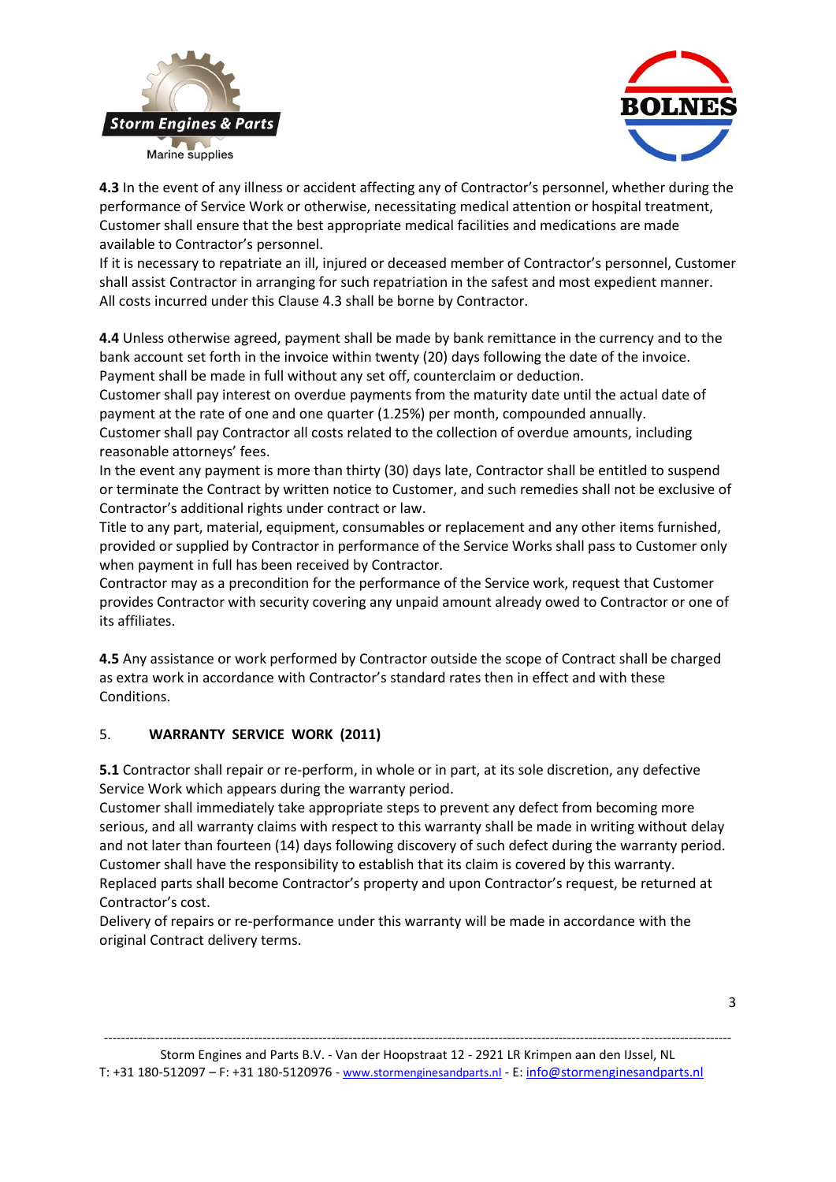**4.3** In the event of any illness or accident affecting any of Contractor's personnel, whether during the performance of Service Work or otherwise, necessitating medical attention or hospital treatment, Customer shall ensure that the best appropriate medical facilities and medications are made available to Contractor's personnel.
If it is necessary to repatriate an ill, injured or deceased member of Contractor's personnel, Customer shall assist Contractor in arranging for such repatriation in the safest and most expedient manner.
All costs incurred under this Clause 4.3 shall be borne by Contractor.

**4.4** Unless otherwise agreed, payment shall be made by bank remittance in the currency and to the bank account set forth in the invoice within twenty (20) days following the date of the invoice. Payment shall be made in full without any set off, counterclaim or deduction.
Customer shall pay interest on overdue payments from the maturity date until the actual date of payment at the rate of one and one quarter (1.25%) per month, compounded annually.
Customer shall pay Contractor all costs related to the collection of overdue amounts, including reasonable attorneys' fees.
In the event any payment is more than thirty (30) days late, Contractor shall be entitled to suspend or terminate the Contract by written notice to Customer, and such remedies shall not be exclusive of Contractor's additional rights under contract or law.
Title to any part, material, equipment, consumables or replacement and any other items furnished, provided or supplied by Contractor in performance of the Service Works shall pass to Customer only when payment in full has been received by Contractor.
Contractor may as a precondition for the performance of the Service work, request that Customer provides Contractor with security covering any unpaid amount already owed to Contractor or one of its affiliates.

**4.5** Any assistance or work performed by Contractor outside the scope of Contract shall be charged as extra work in accordance with Contractor's standard rates then in effect and with these Conditions.

## 5. WARRANTY SERVICE WORK (2011)

**5.1** Contractor shall repair or re-perform, in whole or in part, at its sole discretion, any defective Service Work which appears during the warranty period.
Customer shall immediately take appropriate steps to prevent any defect from becoming more serious, and all warranty claims with respect to this warranty shall be made in writing without delay and not later than fourteen (14) days following discovery of such defect during the warranty period.
Customer shall have the responsibility to establish that its claim is covered by this warranty.
Replaced parts shall become Contractor's property and upon Contractor's request, be returned at Contractor's cost.
Delivery of repairs or re-performance under this warranty will be made in accordance with the original Contract delivery terms.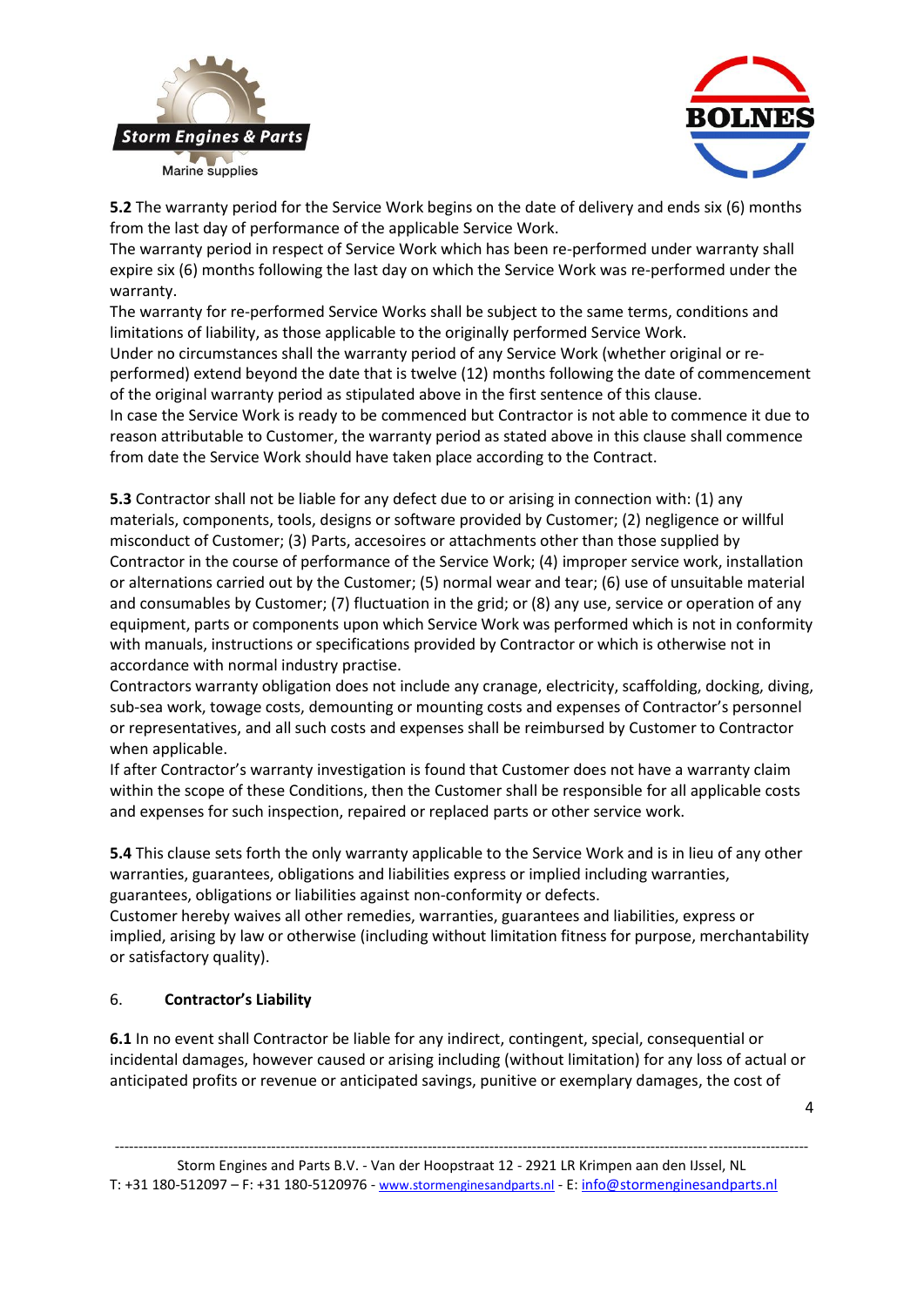**5.2** The warranty period for the Service Work begins on the date of delivery and ends six (6) months from the last day of performance of the applicable Service Work.
The warranty period in respect of Service Work which has been re-performed under warranty shall expire six (6) months following the last day on which the Service Work was re-performed under the warranty.
The warranty for re-performed Service Works shall be subject to the same terms, conditions and limitations of liability, as those applicable to the originally performed Service Work.
Under no circumstances shall the warranty period of any Service Work (whether original or re-performed) extend beyond the date that is twelve (12) months following the date of commencement of the original warranty period as stipulated above in the first sentence of this clause.
In case the Service Work is ready to be commenced but Contractor is not able to commence it due to reason attributable to Customer, the warranty period as stated above in this clause shall commence from date the Service Work should have taken place according to the Contract.

**5.3** Contractor shall not be liable for any defect due to or arising in connection with: (1) any materials, components, tools, designs or software provided by Customer; (2) negligence or willful misconduct of Customer; (3) Parts, accesoires or attachments other than those supplied by Contractor in the course of performance of the Service Work; (4) improper service work, installation or alternations carried out by the Customer; (5) normal wear and tear; (6) use of unsuitable material and consumables by Customer; (7) fluctuation in the grid; or (8) any use, service or operation of any equipment, parts or components upon which Service Work was performed which is not in conformity with manuals, instructions or specifications provided by Contractor or which is otherwise not in accordance with normal industry practise.
Contractors warranty obligation does not include any cranage, electricity, scaffolding, docking, diving, sub-sea work, towage costs, demounting or mounting costs and expenses of Contractor's personnel or representatives, and all such costs and expenses shall be reimbursed by Customer to Contractor when applicable.
If after Contractor's warranty investigation is found that Customer does not have a warranty claim within the scope of these Conditions, then the Customer shall be responsible for all applicable costs and expenses for such inspection, repaired or replaced parts or other service work.

**5.4** This clause sets forth the only warranty applicable to the Service Work and is in lieu of any other warranties, guarantees, obligations and liabilities express or implied including warranties, guarantees, obligations or liabilities against non-conformity or defects.
Customer hereby waives all other remedies, warranties, guarantees and liabilities, express or implied, arising by law or otherwise (including without limitation fitness for purpose, merchantability or satisfactory quality).

## 6. Contractor's Liability

**6.1** In no event shall Contractor be liable for any indirect, contingent, special, consequential or incidental damages, however caused or arising including (without limitation) for any loss of actual or anticipated profits or revenue or anticipated savings, punitive or exemplary damages, the cost of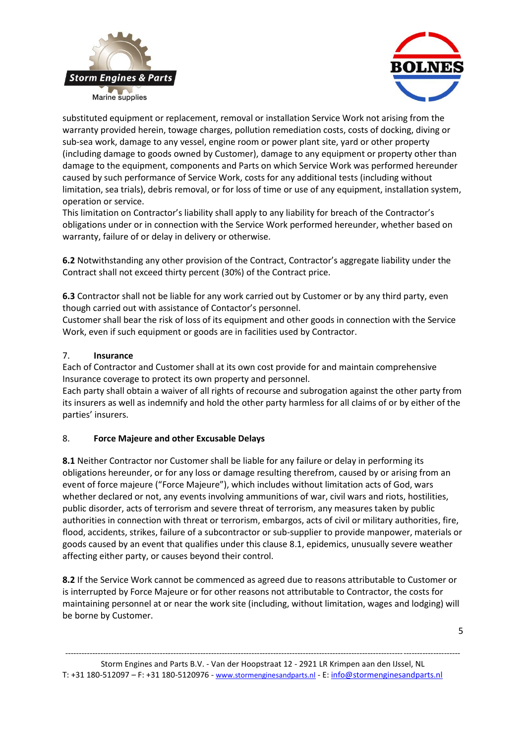substituted equipment or replacement, removal or installation Service Work not arising from the warranty provided herein, towage charges, pollution remediation costs, costs of docking, diving or sub-sea work, damage to any vessel, engine room or power plant site, yard or other property (including damage to goods owned by Customer), damage to any equipment or property other than damage to the equipment, components and Parts on which Service Work was performed hereunder caused by such performance of Service Work, costs for any additional tests (including without limitation, sea trials), debris removal, or for loss of time or use of any equipment, installation system, operation or service.
This limitation on Contractor's liability shall apply to any liability for breach of the Contractor's obligations under or in connection with the Service Work performed hereunder, whether based on warranty, failure of or delay in delivery or otherwise.

**6.2** Notwithstanding any other provision of the Contract, Contractor's aggregate liability under the Contract shall not exceed thirty percent (30%) of the Contract price.

**6.3** Contractor shall not be liable for any work carried out by Customer or by any third party, even though carried out with assistance of Contactor's personnel.
Customer shall bear the risk of loss of its equipment and other goods in connection with the Service Work, even if such equipment or goods are in facilities used by Contractor.

## 7. Insurance

Each of Contractor and Customer shall at its own cost provide for and maintain comprehensive Insurance coverage to protect its own property and personnel.
Each party shall obtain a waiver of all rights of recourse and subrogation against the other party from its insurers as well as indemnify and hold the other party harmless for all claims of or by either of the parties' insurers.

## 8. Force Majeure and other Excusable Delays

**8.1** Neither Contractor nor Customer shall be liable for any failure or delay in performing its obligations hereunder, or for any loss or damage resulting therefrom, caused by or arising from an event of force majeure ("Force Majeure"), which includes without limitation acts of God, wars whether declared or not, any events involving ammunitions of war, civil wars and riots, hostilities, public disorder, acts of terrorism and severe threat of terrorism, any measures taken by public authorities in connection with threat or terrorism, embargos, acts of civil or military authorities, fire, flood, accidents, strikes, failure of a subcontractor or sub-supplier to provide manpower, materials or goods caused by an event that qualifies under this clause 8.1, epidemics, unusually severe weather affecting either party, or causes beyond their control.

**8.2** If the Service Work cannot be commenced as agreed due to reasons attributable to Customer or is interrupted by Force Majeure or for other reasons not attributable to Contractor, the costs for maintaining personnel at or near the work site (including, without limitation, wages and lodging) will be borne by Customer.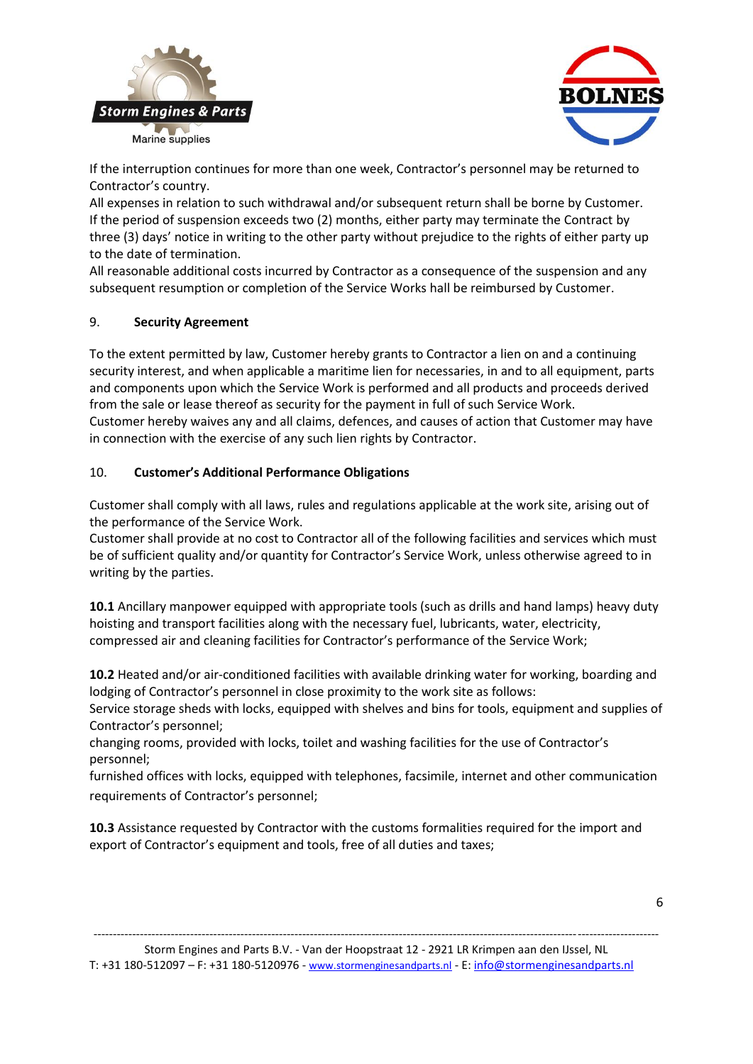If the interruption continues for more than one week, Contractor's personnel may be returned to Contractor's country.
All expenses in relation to such withdrawal and/or subsequent return shall be borne by Customer.
If the period of suspension exceeds two (2) months, either party may terminate the Contract by three (3) days' notice in writing to the other party without prejudice to the rights of either party up to the date of termination.
All reasonable additional costs incurred by Contractor as a consequence of the suspension and any subsequent resumption or completion of the Service Works hall be reimbursed by Customer.

## 9. Security Agreement

To the extent permitted by law, Customer hereby grants to Contractor a lien on and a continuing security interest, and when applicable a maritime lien for necessaries, in and to all equipment, parts and components upon which the Service Work is performed and all products and proceeds derived from the sale or lease thereof as security for the payment in full of such Service Work.
Customer hereby waives any and all claims, defences, and causes of action that Customer may have in connection with the exercise of any such lien rights by Contractor.

## 10. Customer's Additional Performance Obligations

Customer shall comply with all laws, rules and regulations applicable at the work site, arising out of the performance of the Service Work.
Customer shall provide at no cost to Contractor all of the following facilities and services which must be of sufficient quality and/or quantity for Contractor's Service Work, unless otherwise agreed to in writing by the parties.

**10.1** Ancillary manpower equipped with appropriate tools (such as drills and hand lamps) heavy duty hoisting and transport facilities along with the necessary fuel, lubricants, water, electricity, compressed air and cleaning facilities for Contractor's performance of the Service Work;

**10.2** Heated and/or air-conditioned facilities with available drinking water for working, boarding and lodging of Contractor's personnel in close proximity to the work site as follows:
Service storage sheds with locks, equipped with shelves and bins for tools, equipment and supplies of Contractor's personnel;
changing rooms, provided with locks, toilet and washing facilities for the use of Contractor's personnel;
furnished offices with locks, equipped with telephones, facsimile, internet and other communication requirements of Contractor's personnel;

**10.3** Assistance requested by Contractor with the customs formalities required for the import and export of Contractor's equipment and tools, free of all duties and taxes;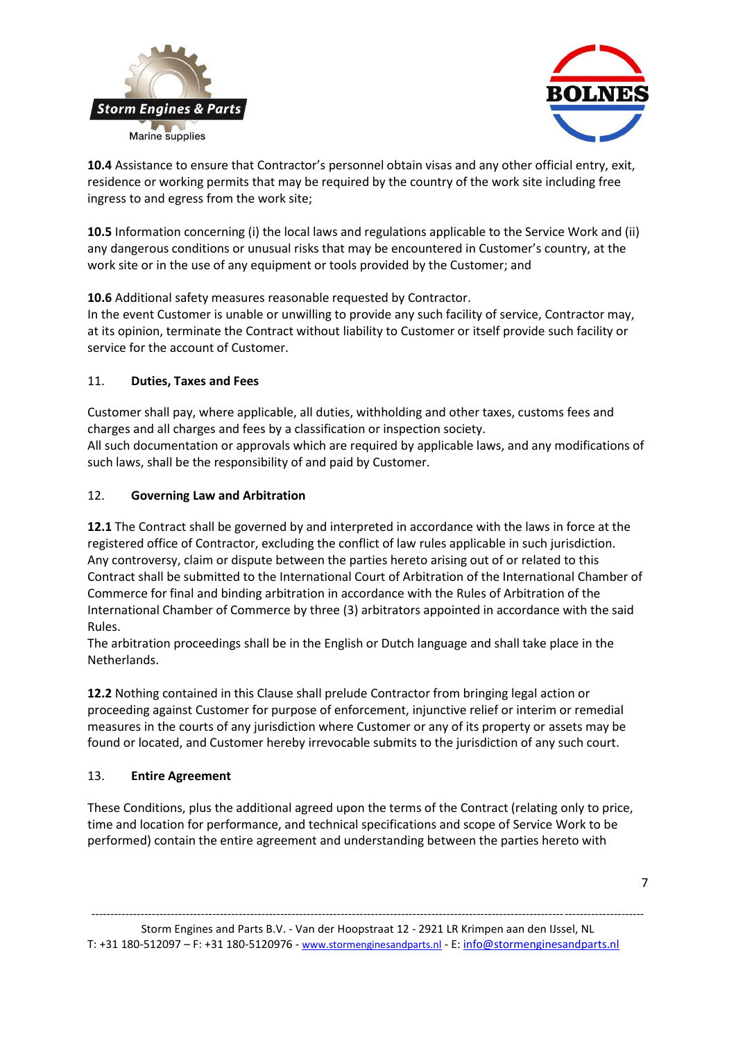**10.4** Assistance to ensure that Contractor's personnel obtain visas and any other official entry, exit, residence or working permits that may be required by the country of the work site including free ingress to and egress from the work site;

**10.5** Information concerning (i) the local laws and regulations applicable to the Service Work and (ii) any dangerous conditions or unusual risks that may be encountered in Customer's country, at the work site or in the use of any equipment or tools provided by the Customer; and

**10.6** Additional safety measures reasonable requested by Contractor.
In the event Customer is unable or unwilling to provide any such facility of service, Contractor may, at its opinion, terminate the Contract without liability to Customer or itself provide such facility or service for the account of Customer.

## 11. **Duties, Taxes and Fees**

Customer shall pay, where applicable, all duties, withholding and other taxes, customs fees and charges and all charges and fees by a classification or inspection society.
All such documentation or approvals which are required by applicable laws, and any modifications of such laws, shall be the responsibility of and paid by Customer.

## 12. **Governing Law and Arbitration**

**12.1** The Contract shall be governed by and interpreted in accordance with the laws in force at the registered office of Contractor, excluding the conflict of law rules applicable in such jurisdiction. Any controversy, claim or dispute between the parties hereto arising out of or related to this Contract shall be submitted to the International Court of Arbitration of the International Chamber of Commerce for final and binding arbitration in accordance with the Rules of Arbitration of the International Chamber of Commerce by three (3) arbitrators appointed in accordance with the said Rules.
The arbitration proceedings shall be in the English or Dutch language and shall take place in the Netherlands.

**12.2** Nothing contained in this Clause shall prelude Contractor from bringing legal action or proceeding against Customer for purpose of enforcement, injunctive relief or interim or remedial measures in the courts of any jurisdiction where Customer or any of its property or assets may be found or located, and Customer hereby irrevocable submits to the jurisdiction of any such court.

## 13. **Entire Agreement**

These Conditions, plus the additional agreed upon the terms of the Contract (relating only to price, time and location for performance, and technical specifications and scope of Service Work to be performed) contain the entire agreement and understanding between the parties hereto with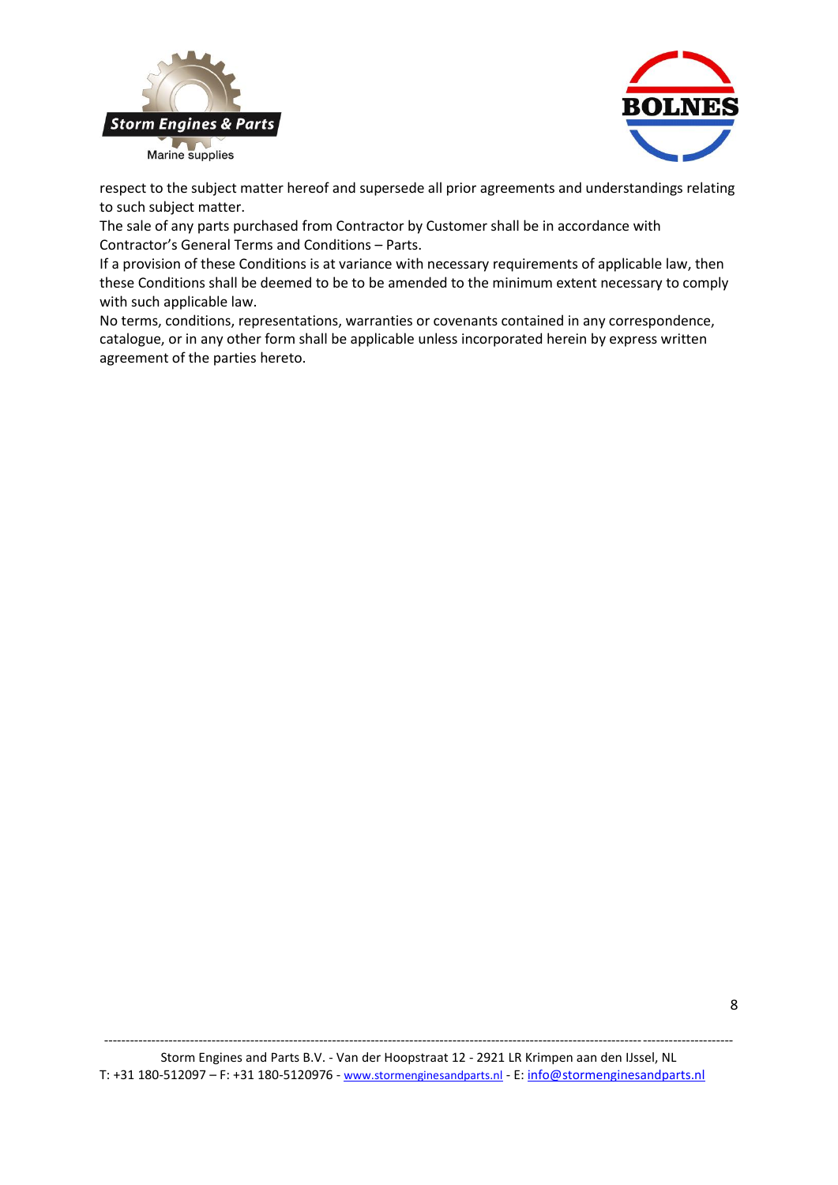respect to the subject matter hereof and supersede all prior agreements and understandings relating to such subject matter.

The sale of any parts purchased from Contractor by Customer shall be in accordance with Contractor's General Terms and Conditions – Parts.

If a provision of these Conditions is at variance with necessary requirements of applicable law, then these Conditions shall be deemed to be to be amended to the minimum extent necessary to comply with such applicable law.

No terms, conditions, representations, warranties or covenants contained in any correspondence, catalogue, or in any other form shall be applicable unless incorporated herein by express written agreement of the parties hereto.